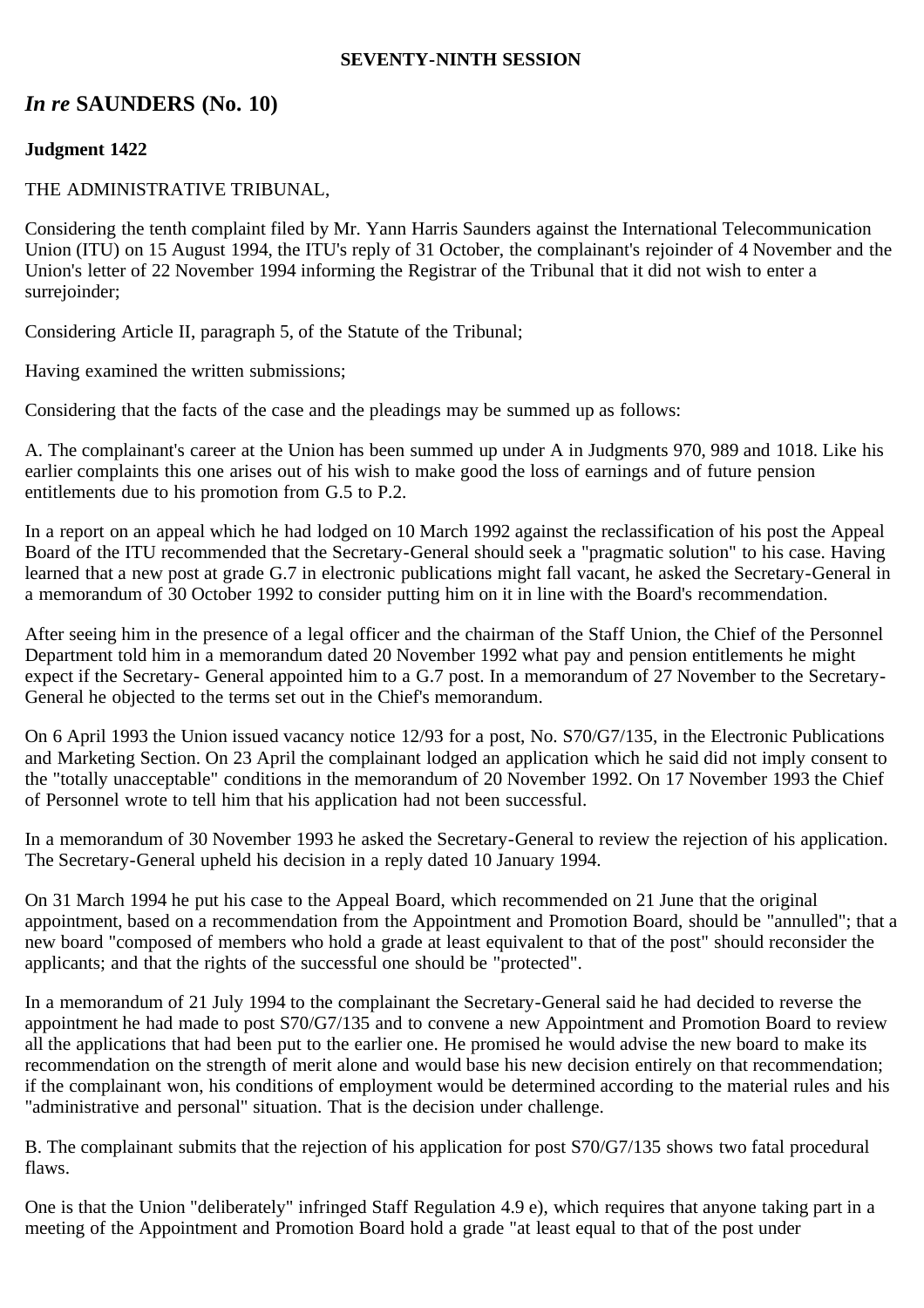**SEVENTY-NINTH SESSION**

## *In re* SAUNDERS (No. 10)

**Judgment 1422**

THE ADMINISTRATIVE TRIBUNAL,

Considering the tenth complaint filed by Mr. Yann Harris Saunders against the International Telecommunication Union (ITU) on 15 August 1994, the ITU's reply of 31 October, the complainant's rejoinder of 4 November and the Union's letter of 22 November 1994 informing the Registrar of the Tribunal that it did not wish to enter a surrejoinder;

Considering Article II, paragraph 5, of the Statute of the Tribunal;

Having examined the written submissions;

Considering that the facts of the case and the pleadings may be summed up as follows:

A. The complainant's career at the Union has been summed up under A in Judgments 970, 989 and 1018. Like his earlier complaints this one arises out of his wish to make good the loss of earnings and of future pension entitlements due to his promotion from G.5 to P.2.

In a report on an appeal which he had lodged on 10 March 1992 against the reclassification of his post the Appeal Board of the ITU recommended that the Secretary-General should seek a "pragmatic solution" to his case. Having learned that a new post at grade G.7 in electronic publications might fall vacant, he asked the Secretary-General in a memorandum of 30 October 1992 to consider putting him on it in line with the Board's recommendation.

After seeing him in the presence of a legal officer and the chairman of the Staff Union, the Chief of the Personnel Department told him in a memorandum dated 20 November 1992 what pay and pension entitlements he might expect if the Secretary- General appointed him to a G.7 post. In a memorandum of 27 November to the Secretary-General he objected to the terms set out in the Chief's memorandum.

On 6 April 1993 the Union issued vacancy notice 12/93 for a post, No. S70/G7/135, in the Electronic Publications and Marketing Section. On 23 April the complainant lodged an application which he said did not imply consent to the "totally unacceptable" conditions in the memorandum of 20 November 1992. On 17 November 1993 the Chief of Personnel wrote to tell him that his application had not been successful.

In a memorandum of 30 November 1993 he asked the Secretary-General to review the rejection of his application. The Secretary-General upheld his decision in a reply dated 10 January 1994.

On 31 March 1994 he put his case to the Appeal Board, which recommended on 21 June that the original appointment, based on a recommendation from the Appointment and Promotion Board, should be "annulled"; that a new board "composed of members who hold a grade at least equivalent to that of the post" should reconsider the applicants; and that the rights of the successful one should be "protected".

In a memorandum of 21 July 1994 to the complainant the Secretary-General said he had decided to reverse the appointment he had made to post S70/G7/135 and to convene a new Appointment and Promotion Board to review all the applications that had been put to the earlier one. He promised he would advise the new board to make its recommendation on the strength of merit alone and would base his new decision entirely on that recommendation; if the complainant won, his conditions of employment would be determined according to the material rules and his "administrative and personal" situation. That is the decision under challenge.

B. The complainant submits that the rejection of his application for post S70/G7/135 shows two fatal procedural flaws.

One is that the Union "deliberately" infringed Staff Regulation 4.9 e), which requires that anyone taking part in a meeting of the Appointment and Promotion Board hold a grade "at least equal to that of the post under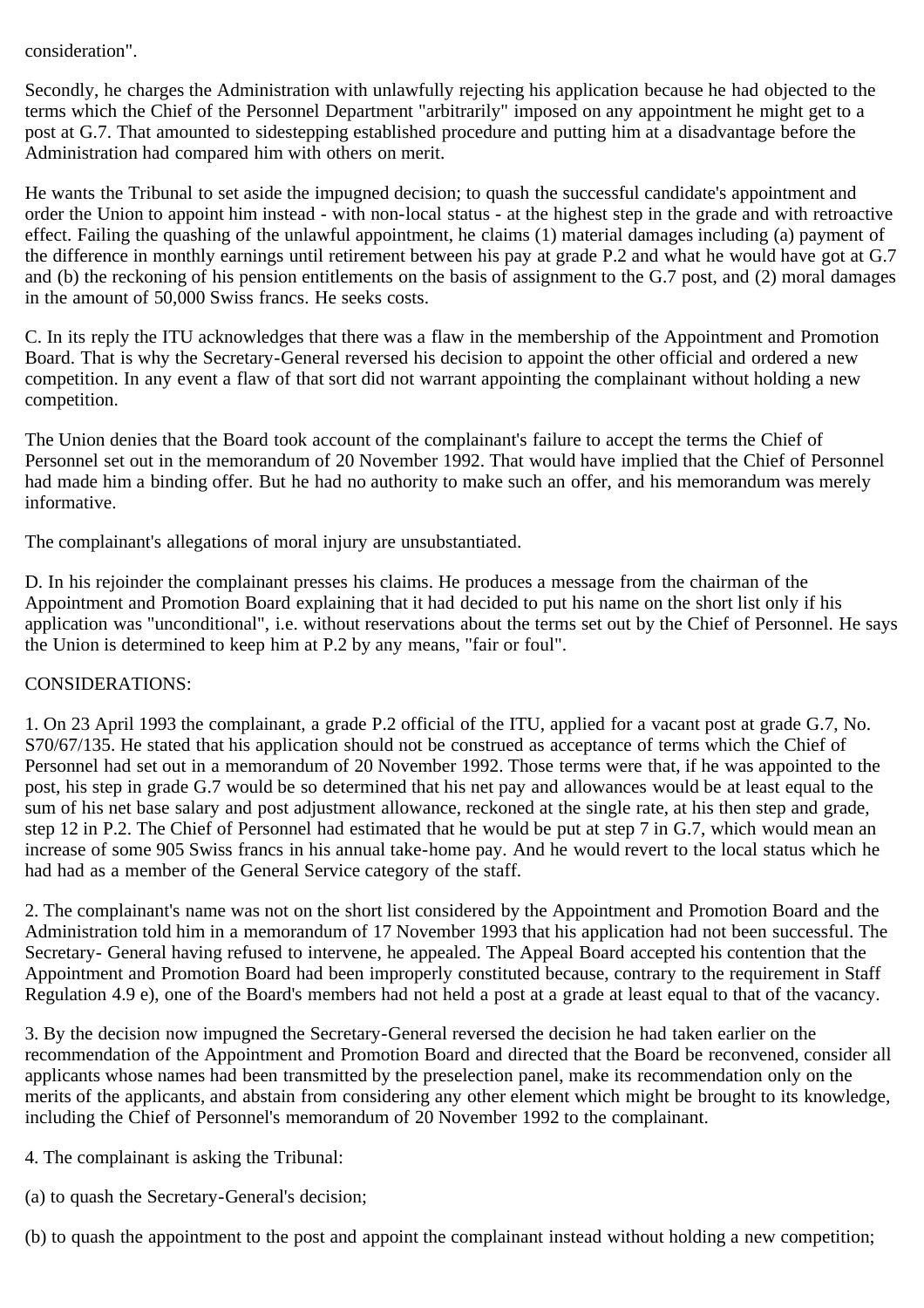consideration".

Secondly, he charges the Administration with unlawfully rejecting his application because he had objected to the terms which the Chief of the Personnel Department "arbitrarily" imposed on any appointment he might get to a post at G.7. That amounted to sidestepping established procedure and putting him at a disadvantage before the Administration had compared him with others on merit.

He wants the Tribunal to set aside the impugned decision; to quash the successful candidate's appointment and order the Union to appoint him instead - with non-local status - at the highest step in the grade and with retroactive effect. Failing the quashing of the unlawful appointment, he claims (1) material damages including (a) payment of the difference in monthly earnings until retirement between his pay at grade P.2 and what he would have got at G.7 and (b) the reckoning of his pension entitlements on the basis of assignment to the G.7 post, and (2) moral damages in the amount of 50,000 Swiss francs. He seeks costs.

C. In its reply the ITU acknowledges that there was a flaw in the membership of the Appointment and Promotion Board. That is why the Secretary-General reversed his decision to appoint the other official and ordered a new competition. In any event a flaw of that sort did not warrant appointing the complainant without holding a new competition.

The Union denies that the Board took account of the complainant's failure to accept the terms the Chief of Personnel set out in the memorandum of 20 November 1992. That would have implied that the Chief of Personnel had made him a binding offer. But he had no authority to make such an offer, and his memorandum was merely informative.

The complainant's allegations of moral injury are unsubstantiated.

D. In his rejoinder the complainant presses his claims. He produces a message from the chairman of the Appointment and Promotion Board explaining that it had decided to put his name on the short list only if his application was "unconditional", i.e. without reservations about the terms set out by the Chief of Personnel. He says the Union is determined to keep him at P.2 by any means, "fair or foul".

CONSIDERATIONS:

1. On 23 April 1993 the complainant, a grade P.2 official of the ITU, applied for a vacant post at grade G.7, No. S70/67/135. He stated that his application should not be construed as acceptance of terms which the Chief of Personnel had set out in a memorandum of 20 November 1992. Those terms were that, if he was appointed to the post, his step in grade G.7 would be so determined that his net pay and allowances would be at least equal to the sum of his net base salary and post adjustment allowance, reckoned at the single rate, at his then step and grade, step 12 in P.2. The Chief of Personnel had estimated that he would be put at step 7 in G.7, which would mean an increase of some 905 Swiss francs in his annual take-home pay. And he would revert to the local status which he had had as a member of the General Service category of the staff.

2. The complainant's name was not on the short list considered by the Appointment and Promotion Board and the Administration told him in a memorandum of 17 November 1993 that his application had not been successful. The Secretary- General having refused to intervene, he appealed. The Appeal Board accepted his contention that the Appointment and Promotion Board had been improperly constituted because, contrary to the requirement in Staff Regulation 4.9 e), one of the Board's members had not held a post at a grade at least equal to that of the vacancy.

3. By the decision now impugned the Secretary-General reversed the decision he had taken earlier on the recommendation of the Appointment and Promotion Board and directed that the Board be reconvened, consider all applicants whose names had been transmitted by the preselection panel, make its recommendation only on the merits of the applicants, and abstain from considering any other element which might be brought to its knowledge, including the Chief of Personnel's memorandum of 20 November 1992 to the complainant.

4. The complainant is asking the Tribunal:

(a) to quash the Secretary-General's decision;

(b) to quash the appointment to the post and appoint the complainant instead without holding a new competition;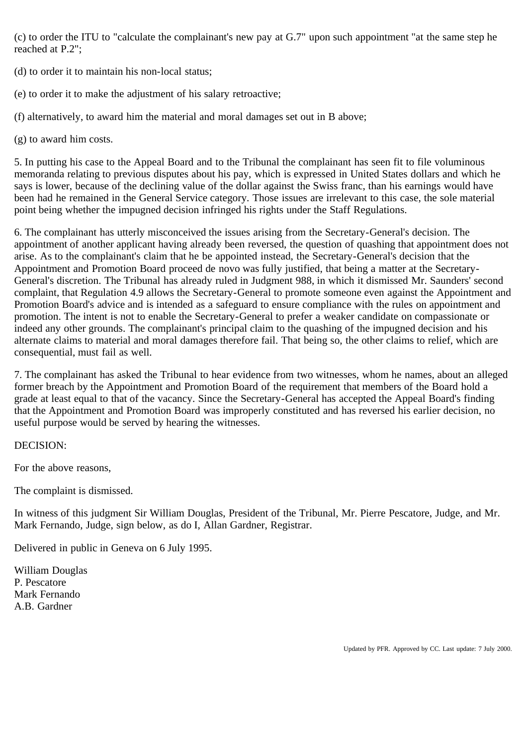(c) to order the ITU to "calculate the complainant's new pay at G.7" upon such appointment "at the same step he reached at P.2";

(d) to order it to maintain his non-local status;

(e) to order it to make the adjustment of his salary retroactive;

(f) alternatively, to award him the material and moral damages set out in B above;

(g) to award him costs.

5. In putting his case to the Appeal Board and to the Tribunal the complainant has seen fit to file voluminous memoranda relating to previous disputes about his pay, which is expressed in United States dollars and which he says is lower, because of the declining value of the dollar against the Swiss franc, than his earnings would have been had he remained in the General Service category. Those issues are irrelevant to this case, the sole material point being whether the impugned decision infringed his rights under the Staff Regulations.

6. The complainant has utterly misconceived the issues arising from the Secretary-General's decision. The appointment of another applicant having already been reversed, the question of quashing that appointment does not arise. As to the complainant's claim that he be appointed instead, the Secretary-General's decision that the Appointment and Promotion Board proceed de novo was fully justified, that being a matter at the Secretary-General's discretion. The Tribunal has already ruled in Judgment 988, in which it dismissed Mr. Saunders' second complaint, that Regulation 4.9 allows the Secretary-General to promote someone even against the Appointment and Promotion Board's advice and is intended as a safeguard to ensure compliance with the rules on appointment and promotion. The intent is not to enable the Secretary-General to prefer a weaker candidate on compassionate or indeed any other grounds. The complainant's principal claim to the quashing of the impugned decision and his alternate claims to material and moral damages therefore fail. That being so, the other claims to relief, which are consequential, must fail as well.

7. The complainant has asked the Tribunal to hear evidence from two witnesses, whom he names, about an alleged former breach by the Appointment and Promotion Board of the requirement that members of the Board hold a grade at least equal to that of the vacancy. Since the Secretary-General has accepted the Appeal Board's finding that the Appointment and Promotion Board was improperly constituted and has reversed his earlier decision, no useful purpose would be served by hearing the witnesses.

DECISION:

For the above reasons,

The complaint is dismissed.

In witness of this judgment Sir William Douglas, President of the Tribunal, Mr. Pierre Pescatore, Judge, and Mr. Mark Fernando, Judge, sign below, as do I, Allan Gardner, Registrar.

Delivered in public in Geneva on 6 July 1995.

William Douglas
P. Pescatore
Mark Fernando
A.B. Gardner

Updated by PFR. Approved by CC. Last update: 7 July 2000.